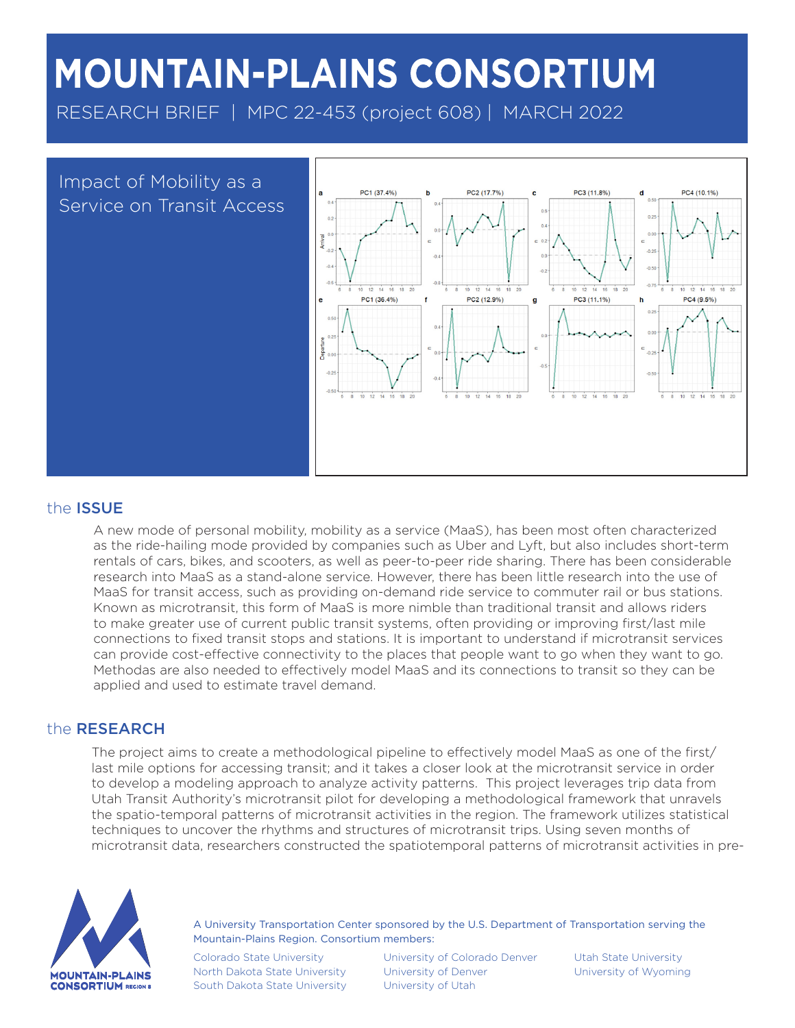# MOUNTAIN-PLAINS CONSORTIUM

RESEARCH BRIEF | MPC 22-453 (project 608) | MARCH 2022

## Impact of Mobility as a Service on Transit Access

## the ISSUE

A new mode of personal mobility, mobility as a service (MaaS), has been most often characterized as the ride-hailing mode provided by companies such as Uber and Lyft, but also includes short-term rentals of cars, bikes, and scooters, as well as peer-to-peer ride sharing. There has been considerable research into MaaS as a stand-alone service. However, there has been little research into the use of MaaS for transit access, such as providing on-demand ride service to commuter rail or bus stations. Known as microtransit, this form of MaaS is more nimble than traditional transit and allows riders to make greater use of current public transit systems, often providing or improving first/last mile connections to fixed transit stops and stations. It is important to understand if microtransit services can provide cost-effective connectivity to the places that people want to go when they want to go. Methodas are also needed to effectively model MaaS and its connections to transit so they can be applied and used to estimate travel demand.

## the RESEARCH

The project aims to create a methodological pipeline to effectively model MaaS as one of the first/last mile options for accessing transit; and it takes a closer look at the microtransit service in order to develop a modeling approach to analyze activity patterns. This project leverages trip data from Utah Transit Authority's microtransit pilot for developing a methodological framework that unravels the spatio-temporal patterns of microtransit activities in the region. The framework utilizes statistical techniques to uncover the rhythms and structures of microtransit trips. Using seven months of microtransit data, researchers constructed the spatiotemporal patterns of microtransit activities in pre-

A University Transportation Center sponsored by the U.S. Department of Transportation serving the Mountain-Plains Region. Consortium members:

Colorado State University
North Dakota State University
South Dakota State University
University of Colorado Denver
University of Denver
University of Utah
Utah State University
University of Wyoming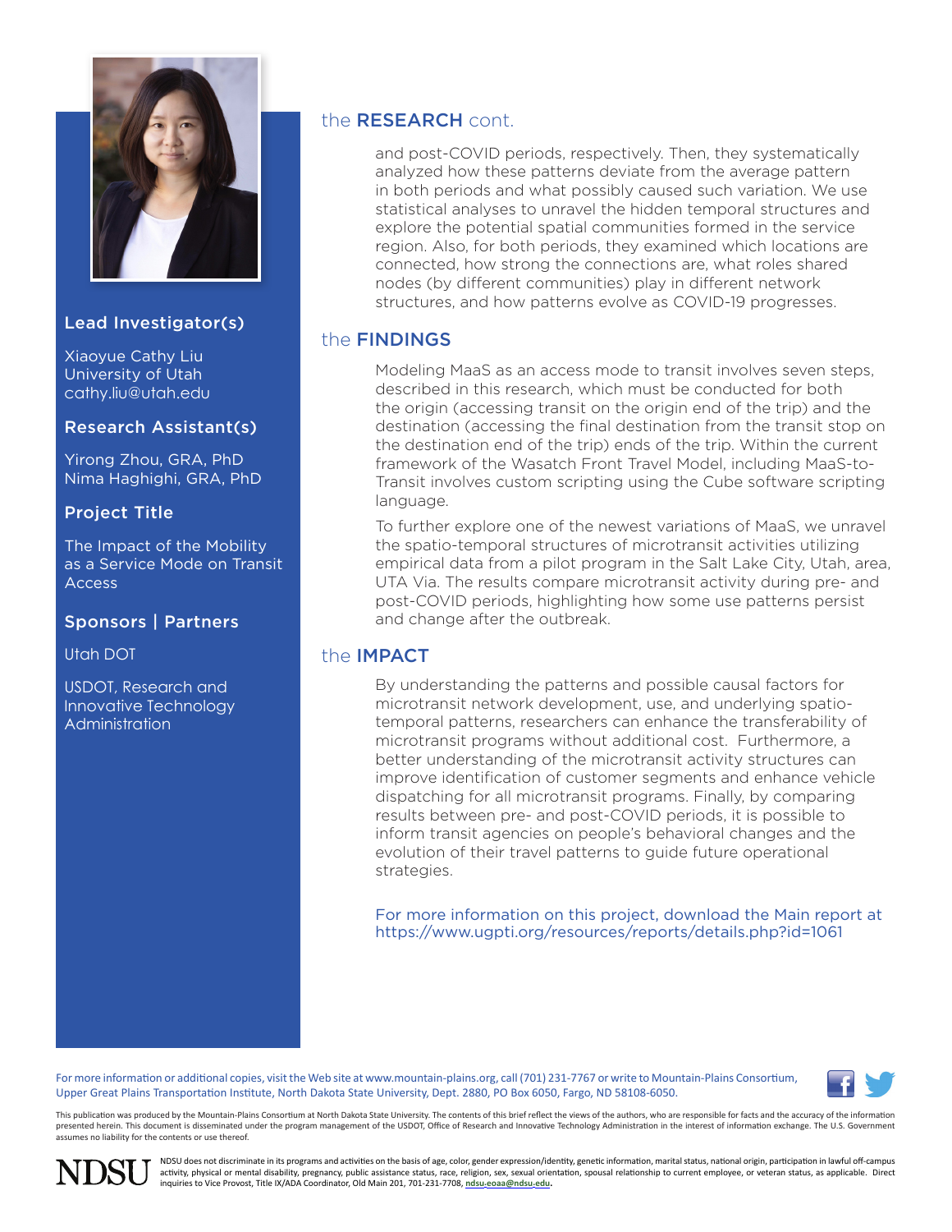### Lead Investigator(s)

Xiaoyue Cathy Liu
University of Utah
cathy.liu@utah.edu

### Research Assistant(s)

Yirong Zhou, GRA, PhD
Nima Haghighi, GRA, PhD

### Project Title

The Impact of the Mobility as a Service Mode on Transit Access

### Sponsors | Partners

Utah DOT

USDOT, Research and Innovative Technology Administration

## the RESEARCH cont.

and post-COVID periods, respectively. Then, they systematically analyzed how these patterns deviate from the average pattern in both periods and what possibly caused such variation. We use statistical analyses to unravel the hidden temporal structures and explore the potential spatial communities formed in the service region. Also, for both periods, they examined which locations are connected, how strong the connections are, what roles shared nodes (by different communities) play in different network structures, and how patterns evolve as COVID-19 progresses.

## the FINDINGS

Modeling MaaS as an access mode to transit involves seven steps, described in this research, which must be conducted for both the origin (accessing transit on the origin end of the trip) and the destination (accessing the final destination from the transit stop on the destination end of the trip) ends of the trip. Within the current framework of the Wasatch Front Travel Model, including MaaS-to-Transit involves custom scripting using the Cube software scripting language.

To further explore one of the newest variations of MaaS, we unravel the spatio-temporal structures of microtransit activities utilizing empirical data from a pilot program in the Salt Lake City, Utah, area, UTA Via. The results compare microtransit activity during pre- and post-COVID periods, highlighting how some use patterns persist and change after the outbreak.

## the IMPACT

By understanding the patterns and possible causal factors for microtransit network development, use, and underlying spatio-temporal patterns, researchers can enhance the transferability of microtransit programs without additional cost. Furthermore, a better understanding of the microtransit activity structures can improve identification of customer segments and enhance vehicle dispatching for all microtransit programs. Finally, by comparing results between pre- and post-COVID periods, it is possible to inform transit agencies on people's behavioral changes and the evolution of their travel patterns to guide future operational strategies.

For more information on this project, download the Main report at https://www.ugpti.org/resources/reports/details.php?id=1061

For more information or additional copies, visit the Web site at www.mountain-plains.org, call (701) 231-7767 or write to Mountain-Plains Consortium, Upper Great Plains Transportation Institute, North Dakota State University, Dept. 2880, PO Box 6050, Fargo, ND 58108-6050.

This publication was produced by the Mountain-Plains Consortium at North Dakota State University. The contents of this brief reflect the views of the authors, who are responsible for facts and the accuracy of the information presented herein. This document is disseminated under the program management of the USDOT, Office of Research and Innovative Technology Administration in the interest of information exchange. The U.S. Government assumes no liability for the contents or use thereof.

NDSU

NDSU does not discriminate in its programs and activities on the basis of age, color, gender expression/identity, genetic information, marital status, national origin, participation in lawful off-campus activity, physical or mental disability, pregnancy, public assistance status, race, religion, sex, sexual orientation, spousal relationship to current employee, or veteran status, as applicable. Direct inquiries to Vice Provost, Title IX/ADA Coordinator, Old Main 201, 701-231-7708, ndsu.eoaa@ndsu.edu.